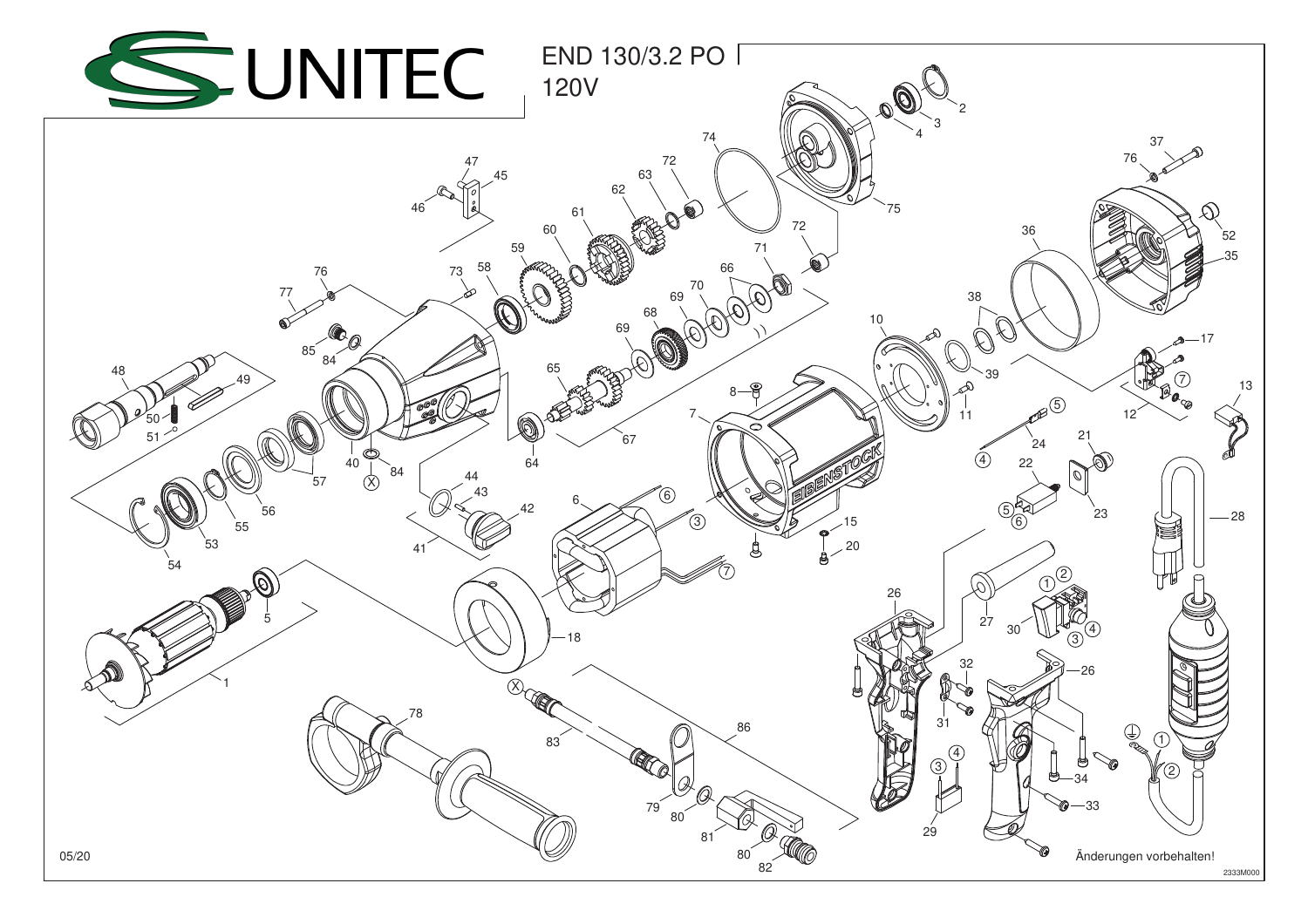# UNITEC

END 130/3.2 PO
120V

05/20

Änderungen vorbehalten!

2333M000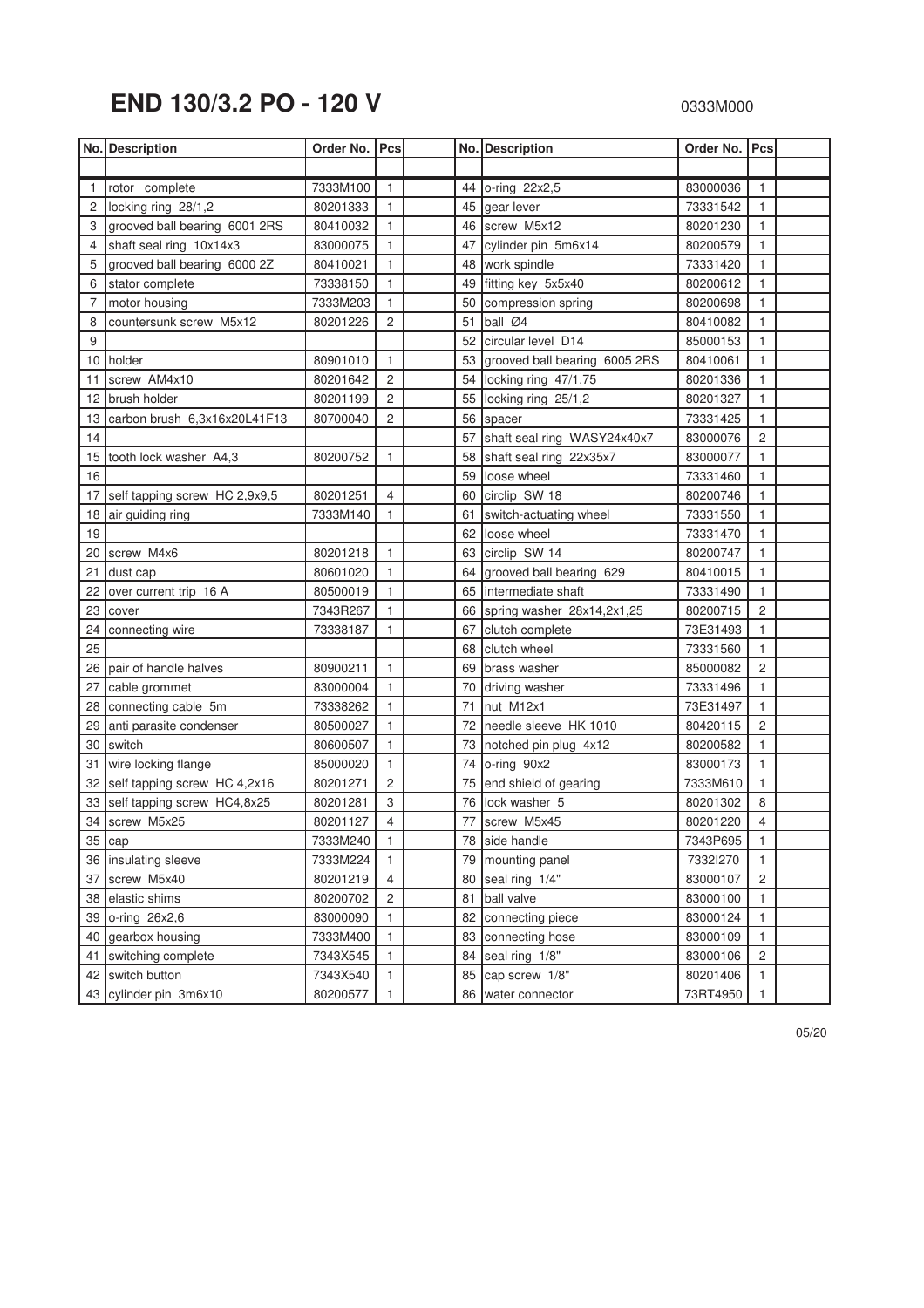# END 130/3.2 PO - 120 V

0333M000

| No. | Description | Order No. | Pcs | | No. | Description | Order No. | Pcs | |
|---|---|---|---|---|---|---|---|---|---|
| | | | | | | | | | |
| 1 | rotor complete | 7333M100 | 1 | | 44 | o-ring 22x2,5 | 83000036 | 1 | |
| 2 | locking ring 28/1,2 | 80201333 | 1 | | 45 | gear lever | 73331542 | 1 | |
| 3 | grooved ball bearing 6001 2RS | 80410032 | 1 | | 46 | screw M5x12 | 80201230 | 1 | |
| 4 | shaft seal ring 10x14x3 | 83000075 | 1 | | 47 | cylinder pin 5m6x14 | 80200579 | 1 | |
| 5 | grooved ball bearing 6000 2Z | 80410021 | 1 | | 48 | work spindle | 73331420 | 1 | |
| 6 | stator complete | 73338150 | 1 | | 49 | fitting key 5x5x40 | 80200612 | 1 | |
| 7 | motor housing | 7333M203 | 1 | | 50 | compression spring | 80200698 | 1 | |
| 8 | countersunk screw M5x12 | 80201226 | 2 | | 51 | ball Ø4 | 80410082 | 1 | |
| 9 | | | | | 52 | circular level D14 | 85000153 | 1 | |
| 10 | holder | 80901010 | 1 | | 53 | grooved ball bearing 6005 2RS | 80410061 | 1 | |
| 11 | screw AM4x10 | 80201642 | 2 | | 54 | locking ring 47/1,75 | 80201336 | 1 | |
| 12 | brush holder | 80201199 | 2 | | 55 | locking ring 25/1,2 | 80201327 | 1 | |
| 13 | carbon brush 6,3x16x20L41F13 | 80700040 | 2 | | 56 | spacer | 73331425 | 1 | |
| 14 | | | | | 57 | shaft seal ring WASY24x40x7 | 83000076 | 2 | |
| 15 | tooth lock washer A4,3 | 80200752 | 1 | | 58 | shaft seal ring 22x35x7 | 83000077 | 1 | |
| 16 | | | | | 59 | loose wheel | 73331460 | 1 | |
| 17 | self tapping screw HC 2,9x9,5 | 80201251 | 4 | | 60 | circlip SW 18 | 80200746 | 1 | |
| 18 | air guiding ring | 7333M140 | 1 | | 61 | switch-actuating wheel | 73331550 | 1 | |
| 19 | | | | | 62 | loose wheel | 73331470 | 1 | |
| 20 | screw M4x6 | 80201218 | 1 | | 63 | circlip SW 14 | 80200747 | 1 | |
| 21 | dust cap | 80601020 | 1 | | 64 | grooved ball bearing 629 | 80410015 | 1 | |
| 22 | over current trip 16 A | 80500019 | 1 | | 65 | intermediate shaft | 73331490 | 1 | |
| 23 | cover | 7343R267 | 1 | | 66 | spring washer 28x14,2x1,25 | 80200715 | 2 | |
| 24 | connecting wire | 73338187 | 1 | | 67 | clutch complete | 73E31493 | 1 | |
| 25 | | | | | 68 | clutch wheel | 73331560 | 1 | |
| 26 | pair of handle halves | 80900211 | 1 | | 69 | brass washer | 85000082 | 2 | |
| 27 | cable grommet | 83000004 | 1 | | 70 | driving washer | 73331496 | 1 | |
| 28 | connecting cable 5m | 73338262 | 1 | | 71 | nut M12x1 | 73E31497 | 1 | |
| 29 | anti parasite condenser | 80500027 | 1 | | 72 | needle sleeve HK 1010 | 80420115 | 2 | |
| 30 | switch | 80600507 | 1 | | 73 | notched pin plug 4x12 | 80200582 | 1 | |
| 31 | wire locking flange | 85000020 | 1 | | 74 | o-ring 90x2 | 83000173 | 1 | |
| 32 | self tapping screw HC 4,2x16 | 80201271 | 2 | | 75 | end shield of gearing | 7333M610 | 1 | |
| 33 | self tapping screw HC4,8x25 | 80201281 | 3 | | 76 | lock washer 5 | 80201302 | 8 | |
| 34 | screw M5x25 | 80201127 | 4 | | 77 | screw M5x45 | 80201220 | 4 | |
| 35 | cap | 7333M240 | 1 | | 78 | side handle | 7343P695 | 1 | |
| 36 | insulating sleeve | 7333M224 | 1 | | 79 | mounting panel | 7332I270 | 1 | |
| 37 | screw M5x40 | 80201219 | 4 | | 80 | seal ring 1/4" | 83000107 | 2 | |
| 38 | elastic shims | 80200702 | 2 | | 81 | ball valve | 83000100 | 1 | |
| 39 | o-ring 26x2,6 | 83000090 | 1 | | 82 | connecting piece | 83000124 | 1 | |
| 40 | gearbox housing | 7333M400 | 1 | | 83 | connecting hose | 83000109 | 1 | |
| 41 | switching complete | 7343X545 | 1 | | 84 | seal ring 1/8" | 83000106 | 2 | |
| 42 | switch button | 7343X540 | 1 | | 85 | cap screw 1/8" | 80201406 | 1 | |
| 43 | cylinder pin 3m6x10 | 80200577 | 1 | | 86 | water connector | 73RT4950 | 1 | |

05/20